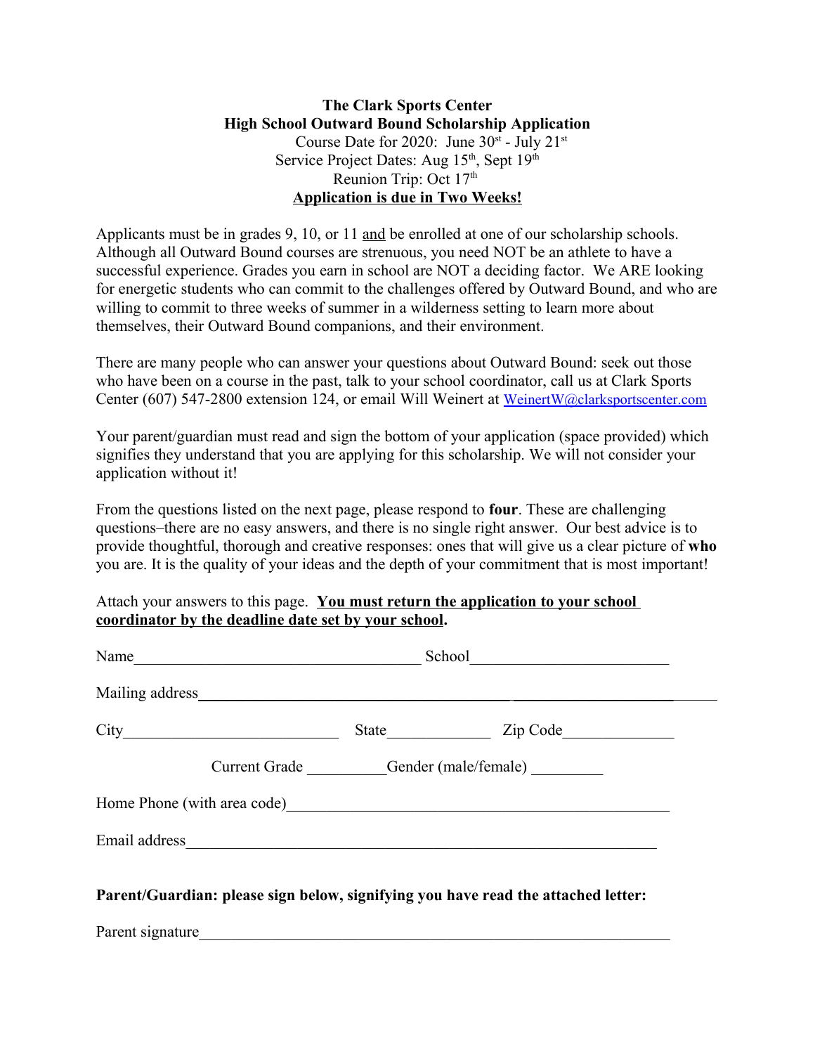**The Clark Sports Center**
**High School Outward Bound Scholarship Application**

Course Date for 2020: June 30st - July 21st

Service Project Dates: Aug 15th, Sept 19th

Reunion Trip: Oct 17th

**Application is due in Two Weeks!**

Applicants must be in grades 9, 10, or 11 and be enrolled at one of our scholarship schools. Although all Outward Bound courses are strenuous, you need NOT be an athlete to have a successful experience. Grades you earn in school are NOT a deciding factor. We ARE looking for energetic students who can commit to the challenges offered by Outward Bound, and who are willing to commit to three weeks of summer in a wilderness setting to learn more about themselves, their Outward Bound companions, and their environment.

There are many people who can answer your questions about Outward Bound: seek out those who have been on a course in the past, talk to your school coordinator, call us at Clark Sports Center (607) 547-2800 extension 124, or email Will Weinert at WeinertW@clarksportscenter.com

Your parent/guardian must read and sign the bottom of your application (space provided) which signifies they understand that you are applying for this scholarship. We will not consider your application without it!

From the questions listed on the next page, please respond to **four**. These are challenging questions–there are no easy answers, and there is no single right answer. Our best advice is to provide thoughtful, thorough and creative responses: ones that will give us a clear picture of **who** you are. It is the quality of your ideas and the depth of your commitment that is most important!

Attach your answers to this page. **You must return the application to your school coordinator by the deadline date set by your school.**

Name\_\_\_\_\_\_\_\_\_\_\_\_\_\_\_\_\_\_\_\_\_\_\_\_\_\_\_\_\_\_\_\_ School\_\_\_\_\_\_\_\_\_\_\_\_\_\_\_\_\_\_\_\_\_\_\_

Mailing address\_\_\_\_\_\_\_\_\_\_\_\_\_\_\_\_\_\_\_\_\_\_\_\_\_\_\_\_\_\_\_\_\_\_\_\_\_\_\_\_\_\_\_\_\_\_\_\_\_\_\_\_\_\_

City\_\_\_\_\_\_\_\_\_\_\_\_\_\_\_\_\_\_\_\_\_\_\_\_\_ State\_\_\_\_\_\_\_\_\_\_\_ Zip Code\_\_\_\_\_\_\_\_\_\_\_\_

Current Grade \_\_\_\_\_\_\_\_\_Gender (male/female) \_\_\_\_\_\_\_\_

Home Phone (with area code)\_\_\_\_\_\_\_\_\_\_\_\_\_\_\_\_\_\_\_\_\_\_\_\_\_\_\_\_\_\_\_\_\_\_\_\_\_\_\_\_\_\_

Email address\_\_\_\_\_\_\_\_\_\_\_\_\_\_\_\_\_\_\_\_\_\_\_\_\_\_\_\_\_\_\_\_\_\_\_\_\_\_\_\_\_\_\_\_\_\_\_\_\_\_\_\_\_\_

**Parent/Guardian: please sign below, signifying you have read the attached letter:**

Parent signature\_\_\_\_\_\_\_\_\_\_\_\_\_\_\_\_\_\_\_\_\_\_\_\_\_\_\_\_\_\_\_\_\_\_\_\_\_\_\_\_\_\_\_\_\_\_\_\_\_\_\_\_\_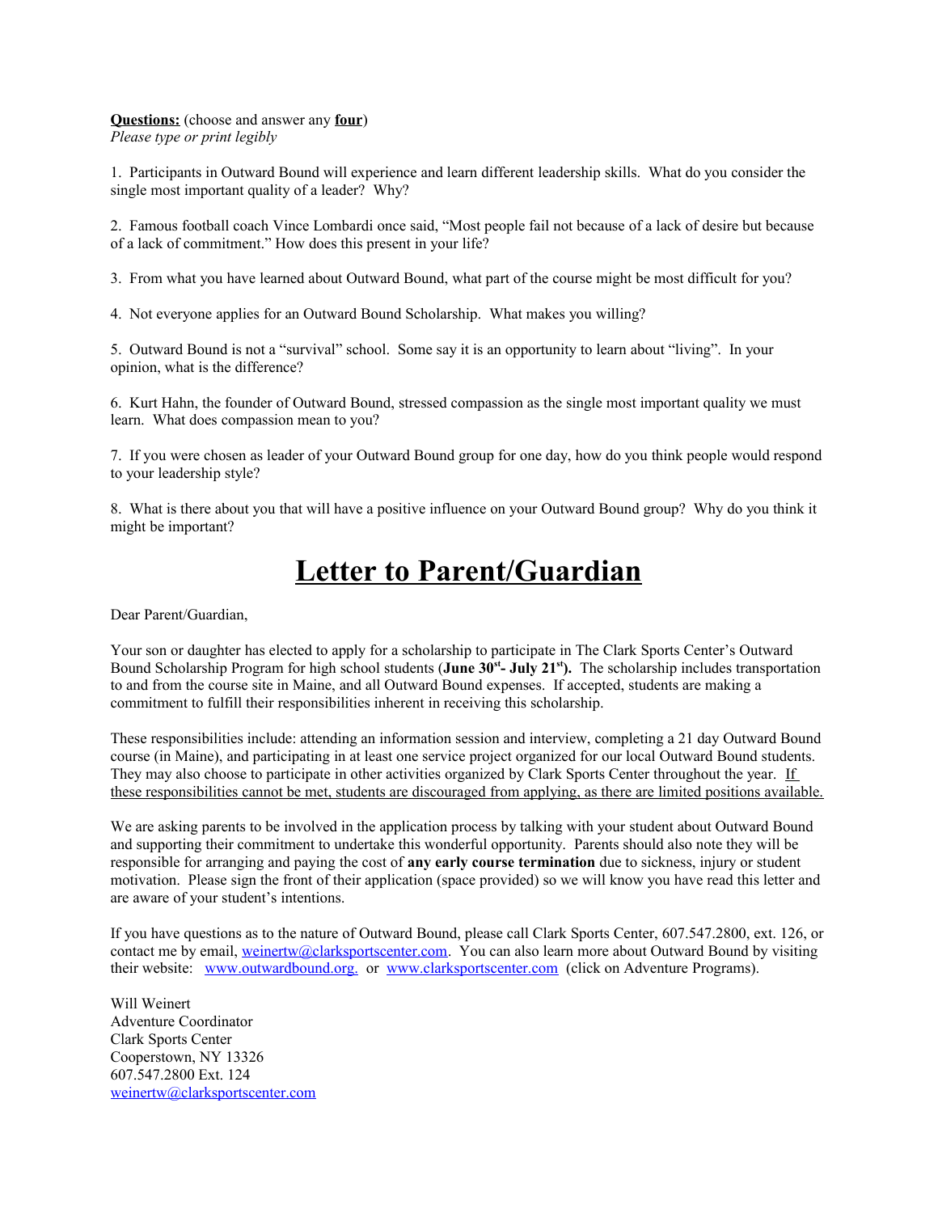**Questions:** (choose and answer any **four**)
*Please type or print legibly*

1. Participants in Outward Bound will experience and learn different leadership skills. What do you consider the single most important quality of a leader? Why?

2. Famous football coach Vince Lombardi once said, "Most people fail not because of a lack of desire but because of a lack of commitment." How does this present in your life?

3. From what you have learned about Outward Bound, what part of the course might be most difficult for you?

4. Not everyone applies for an Outward Bound Scholarship. What makes you willing?

5. Outward Bound is not a "survival" school. Some say it is an opportunity to learn about "living". In your opinion, what is the difference?

6. Kurt Hahn, the founder of Outward Bound, stressed compassion as the single most important quality we must learn. What does compassion mean to you?

7. If you were chosen as leader of your Outward Bound group for one day, how do you think people would respond to your leadership style?

8. What is there about you that will have a positive influence on your Outward Bound group? Why do you think it might be important?

# Letter to Parent/Guardian

Dear Parent/Guardian,

Your son or daughter has elected to apply for a scholarship to participate in The Clark Sports Center's Outward Bound Scholarship Program for high school students (**June 30st- July 21st).** The scholarship includes transportation to and from the course site in Maine, and all Outward Bound expenses. If accepted, students are making a commitment to fulfill their responsibilities inherent in receiving this scholarship.

These responsibilities include: attending an information session and interview, completing a 21 day Outward Bound course (in Maine), and participating in at least one service project organized for our local Outward Bound students. They may also choose to participate in other activities organized by Clark Sports Center throughout the year. If these responsibilities cannot be met, students are discouraged from applying, as there are limited positions available.

We are asking parents to be involved in the application process by talking with your student about Outward Bound and supporting their commitment to undertake this wonderful opportunity. Parents should also note they will be responsible for arranging and paying the cost of **any early course termination** due to sickness, injury or student motivation. Please sign the front of their application (space provided) so we will know you have read this letter and are aware of your student's intentions.

If you have questions as to the nature of Outward Bound, please call Clark Sports Center, 607.547.2800, ext. 126, or contact me by email, weinertw@clarksportscenter.com. You can also learn more about Outward Bound by visiting their website: www.outwardbound.org. or www.clarksportscenter.com (click on Adventure Programs).

Will Weinert
Adventure Coordinator
Clark Sports Center
Cooperstown, NY 13326
607.547.2800 Ext. 124
weinertw@clarksportscenter.com